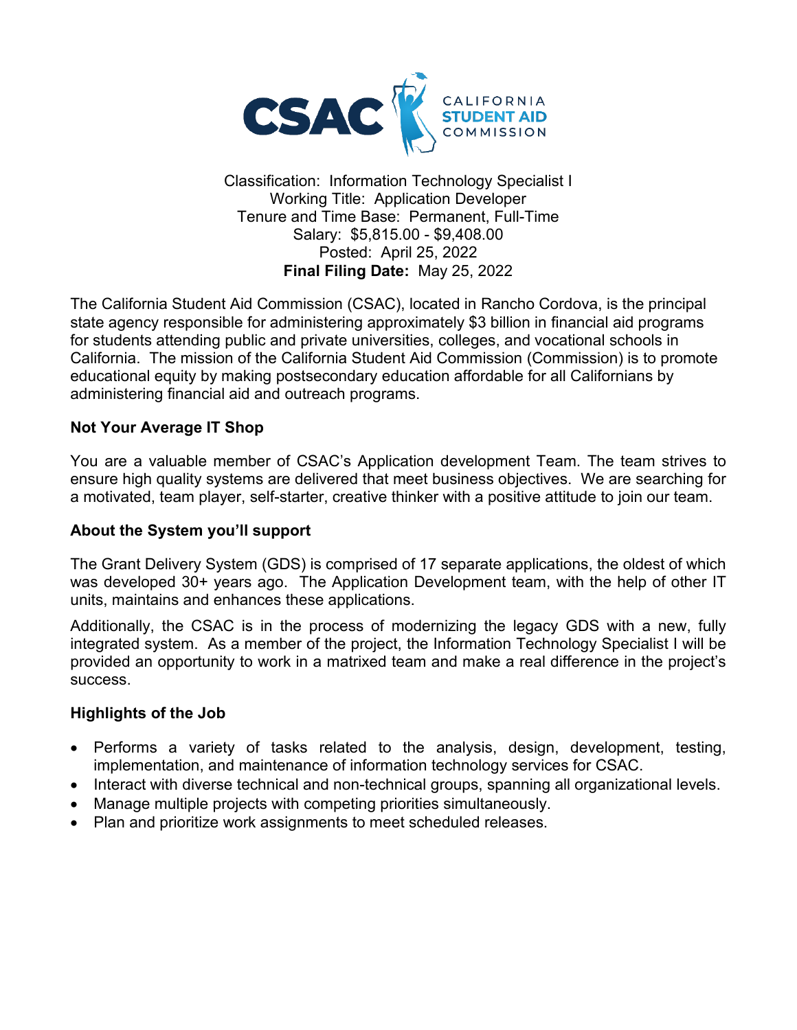CSAC CALIFORNIA STUDENT AID COMMISSION

Classification: Information Technology Specialist I
Working Title: Application Developer
Tenure and Time Base: Permanent, Full-Time
Salary: $5,815.00 - $9,408.00
Posted: April 25, 2022
**Final Filing Date:** May 25, 2022

The California Student Aid Commission (CSAC), located in Rancho Cordova, is the principal state agency responsible for administering approximately $3 billion in financial aid programs for students attending public and private universities, colleges, and vocational schools in California. The mission of the California Student Aid Commission (Commission) is to promote educational equity by making postsecondary education affordable for all Californians by administering financial aid and outreach programs.

**Not Your Average IT Shop**

You are a valuable member of CSAC's Application development Team. The team strives to ensure high quality systems are delivered that meet business objectives. We are searching for a motivated, team player, self-starter, creative thinker with a positive attitude to join our team.

**About the System you'll support**

The Grant Delivery System (GDS) is comprised of 17 separate applications, the oldest of which was developed 30+ years ago. The Application Development team, with the help of other IT units, maintains and enhances these applications.

Additionally, the CSAC is in the process of modernizing the legacy GDS with a new, fully integrated system. As a member of the project, the Information Technology Specialist I will be provided an opportunity to work in a matrixed team and make a real difference in the project's success.

**Highlights of the Job**

- Performs a variety of tasks related to the analysis, design, development, testing, implementation, and maintenance of information technology services for CSAC.
- Interact with diverse technical and non-technical groups, spanning all organizational levels.
- Manage multiple projects with competing priorities simultaneously.
- Plan and prioritize work assignments to meet scheduled releases.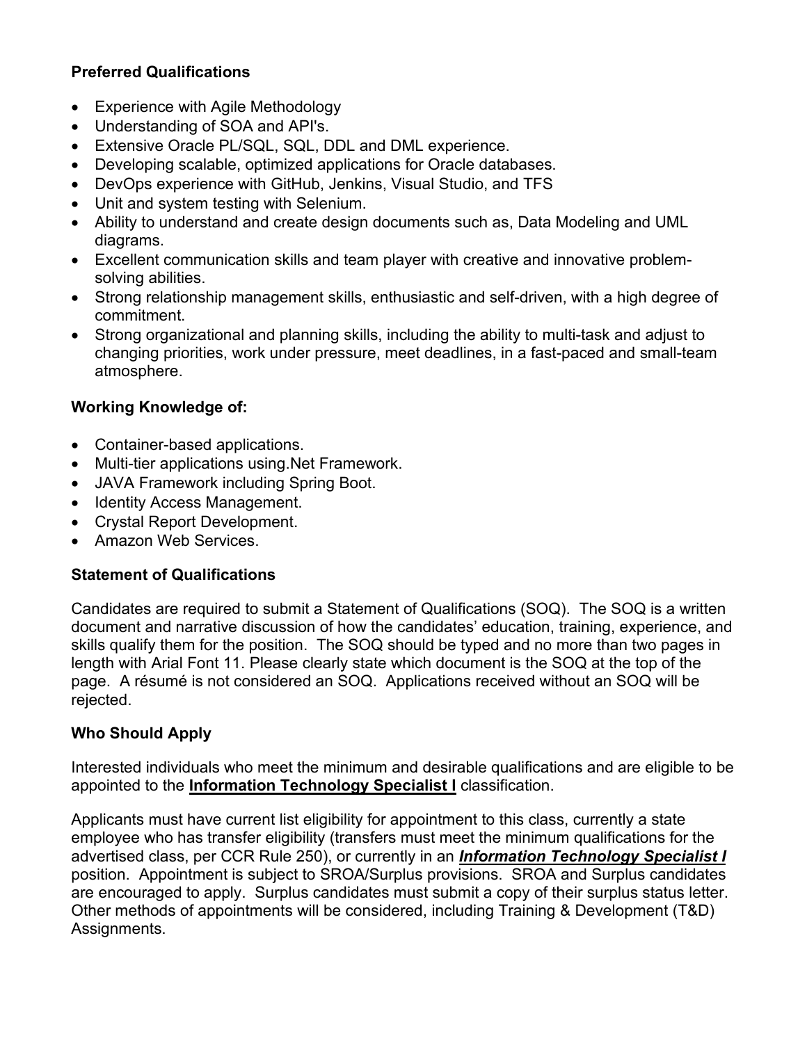**Preferred Qualifications**

- Experience with Agile Methodology
- Understanding of SOA and API's.
- Extensive Oracle PL/SQL, SQL, DDL and DML experience.
- Developing scalable, optimized applications for Oracle databases.
- DevOps experience with GitHub, Jenkins, Visual Studio, and TFS
- Unit and system testing with Selenium.
- Ability to understand and create design documents such as, Data Modeling and UML diagrams.
- Excellent communication skills and team player with creative and innovative problem-solving abilities.
- Strong relationship management skills, enthusiastic and self-driven, with a high degree of commitment.
- Strong organizational and planning skills, including the ability to multi-task and adjust to changing priorities, work under pressure, meet deadlines, in a fast-paced and small-team atmosphere.

**Working Knowledge of:**

- Container-based applications.
- Multi-tier applications using.Net Framework.
- JAVA Framework including Spring Boot.
- Identity Access Management.
- Crystal Report Development.
- Amazon Web Services.

**Statement of Qualifications**

Candidates are required to submit a Statement of Qualifications (SOQ). The SOQ is a written document and narrative discussion of how the candidates' education, training, experience, and skills qualify them for the position. The SOQ should be typed and no more than two pages in length with Arial Font 11. Please clearly state which document is the SOQ at the top of the page. A résumé is not considered an SOQ. Applications received without an SOQ will be rejected.

**Who Should Apply**

Interested individuals who meet the minimum and desirable qualifications and are eligible to be appointed to the **Information Technology Specialist I** classification.

Applicants must have current list eligibility for appointment to this class, currently a state employee who has transfer eligibility (transfers must meet the minimum qualifications for the advertised class, per CCR Rule 250), or currently in an ***Information Technology Specialist I*** position. Appointment is subject to SROA/Surplus provisions. SROA and Surplus candidates are encouraged to apply. Surplus candidates must submit a copy of their surplus status letter. Other methods of appointments will be considered, including Training & Development (T&D) Assignments.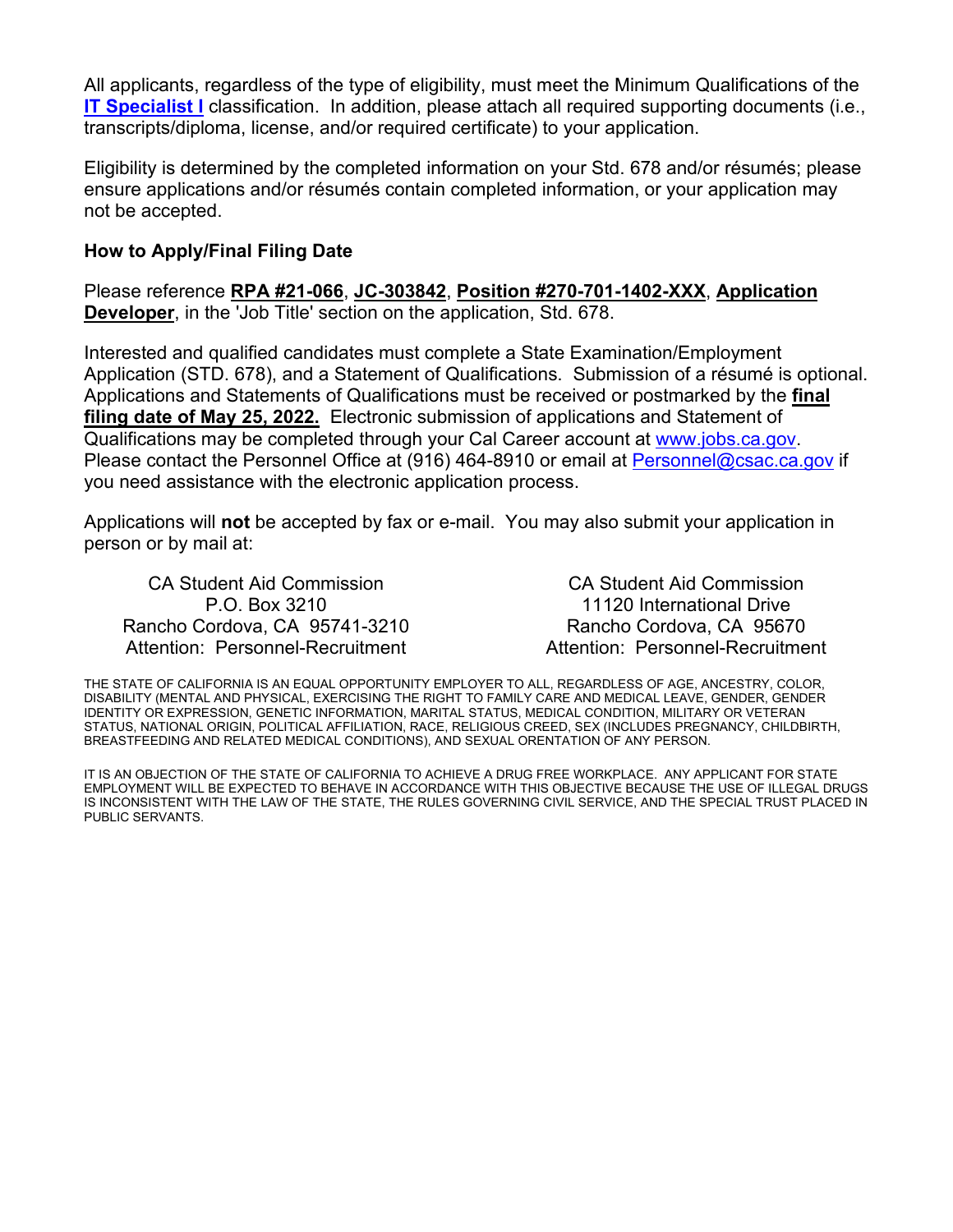All applicants, regardless of the type of eligibility, must meet the Minimum Qualifications of the **IT Specialist I** classification. In addition, please attach all required supporting documents (i.e., transcripts/diploma, license, and/or required certificate) to your application.

Eligibility is determined by the completed information on your Std. 678 and/or résumés; please ensure applications and/or résumés contain completed information, or your application may not be accepted.

**How to Apply/Final Filing Date**

Please reference **RPA #21-066**, **JC-303842**, **Position #270-701-1402-XXX**, **Application Developer**, in the 'Job Title' section on the application, Std. 678.

Interested and qualified candidates must complete a State Examination/Employment Application (STD. 678), and a Statement of Qualifications. Submission of a résumé is optional. Applications and Statements of Qualifications must be received or postmarked by the **final filing date of May 25, 2022.** Electronic submission of applications and Statement of Qualifications may be completed through your Cal Career account at www.jobs.ca.gov. Please contact the Personnel Office at (916) 464-8910 or email at Personnel@csac.ca.gov if you need assistance with the electronic application process.

Applications will **not** be accepted by fax or e-mail. You may also submit your application in person or by mail at:

CA Student Aid Commission
P.O. Box 3210
Rancho Cordova, CA 95741-3210
Attention: Personnel-Recruitment

CA Student Aid Commission
11120 International Drive
Rancho Cordova, CA 95670
Attention: Personnel-Recruitment

THE STATE OF CALIFORNIA IS AN EQUAL OPPORTUNITY EMPLOYER TO ALL, REGARDLESS OF AGE, ANCESTRY, COLOR, DISABILITY (MENTAL AND PHYSICAL, EXERCISING THE RIGHT TO FAMILY CARE AND MEDICAL LEAVE, GENDER, GENDER IDENTITY OR EXPRESSION, GENETIC INFORMATION, MARITAL STATUS, MEDICAL CONDITION, MILITARY OR VETERAN STATUS, NATIONAL ORIGIN, POLITICAL AFFILIATION, RACE, RELIGIOUS CREED, SEX (INCLUDES PREGNANCY, CHILDBIRTH, BREASTFEEDING AND RELATED MEDICAL CONDITIONS), AND SEXUAL ORENTATION OF ANY PERSON.

IT IS AN OBJECTION OF THE STATE OF CALIFORNIA TO ACHIEVE A DRUG FREE WORKPLACE. ANY APPLICANT FOR STATE EMPLOYMENT WILL BE EXPECTED TO BEHAVE IN ACCORDANCE WITH THIS OBJECTIVE BECAUSE THE USE OF ILLEGAL DRUGS IS INCONSISTENT WITH THE LAW OF THE STATE, THE RULES GOVERNING CIVIL SERVICE, AND THE SPECIAL TRUST PLACED IN PUBLIC SERVANTS.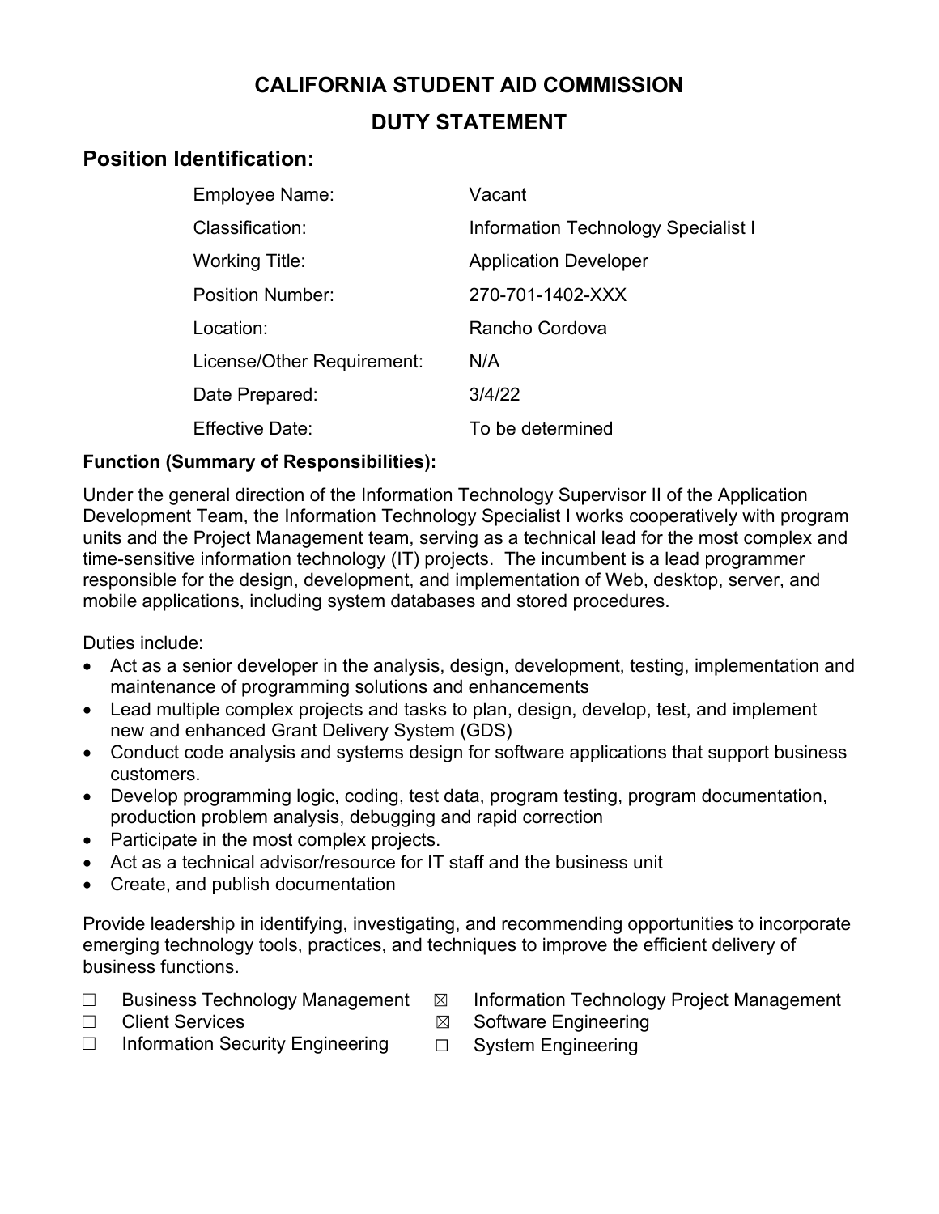# CALIFORNIA STUDENT AID COMMISSION

## DUTY STATEMENT

## Position Identification:

| | |
|---|---|
| Employee Name: | Vacant |
| Classification: | Information Technology Specialist I |
| Working Title: | Application Developer |
| Position Number: | 270-701-1402-XXX |
| Location: | Rancho Cordova |
| License/Other Requirement: | N/A |
| Date Prepared: | 3/4/22 |
| Effective Date: | To be determined |

**Function (Summary of Responsibilities):**

Under the general direction of the Information Technology Supervisor II of the Application Development Team, the Information Technology Specialist I works cooperatively with program units and the Project Management team, serving as a technical lead for the most complex and time-sensitive information technology (IT) projects. The incumbent is a lead programmer responsible for the design, development, and implementation of Web, desktop, server, and mobile applications, including system databases and stored procedures.

Duties include:

- Act as a senior developer in the analysis, design, development, testing, implementation and maintenance of programming solutions and enhancements
- Lead multiple complex projects and tasks to plan, design, develop, test, and implement new and enhanced Grant Delivery System (GDS)
- Conduct code analysis and systems design for software applications that support business customers.
- Develop programming logic, coding, test data, program testing, program documentation, production problem analysis, debugging and rapid correction
- Participate in the most complex projects.
- Act as a technical advisor/resource for IT staff and the business unit
- Create, and publish documentation

Provide leadership in identifying, investigating, and recommending opportunities to incorporate emerging technology tools, practices, and techniques to improve the efficient delivery of business functions.

☐ Business Technology Management
☐ Client Services
☐ Information Security Engineering
☒ Information Technology Project Management
☒ Software Engineering
☐ System Engineering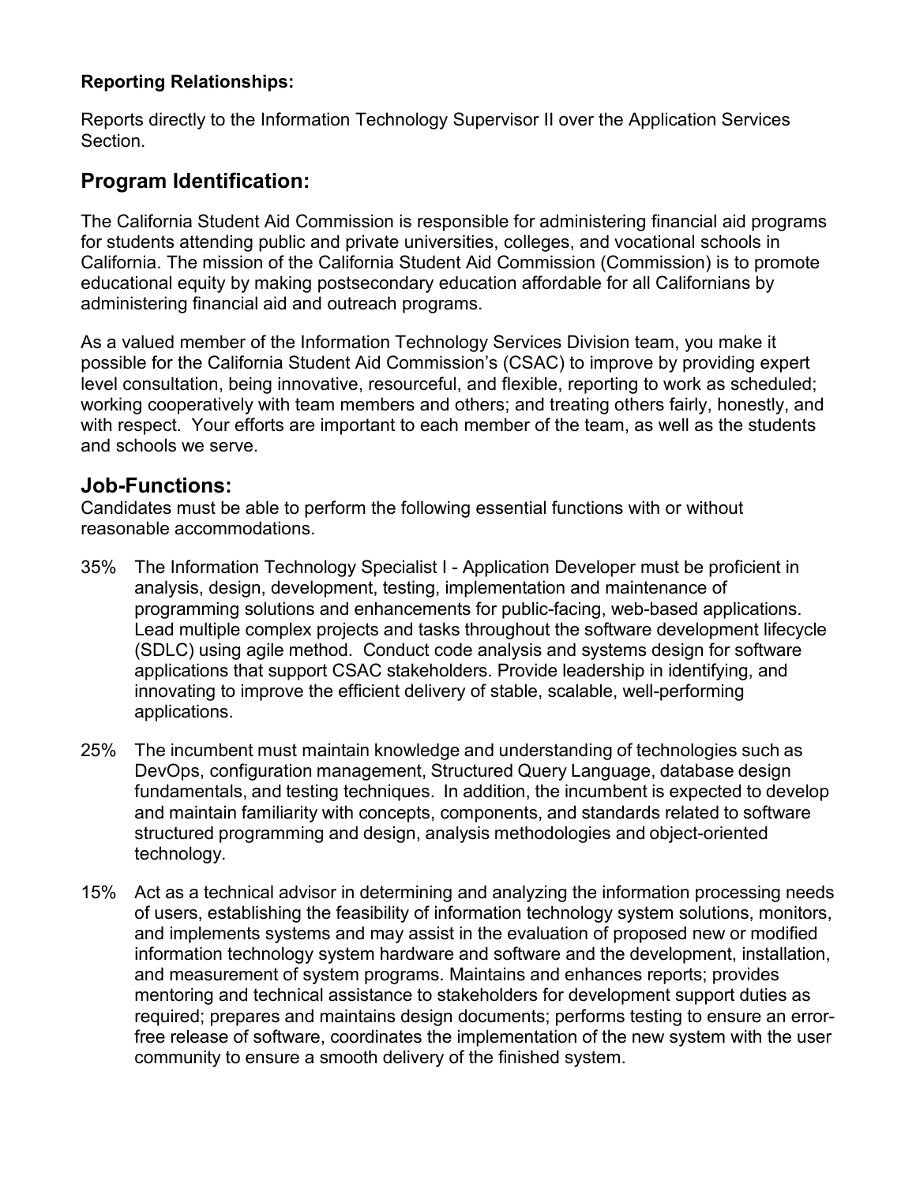**Reporting Relationships:**

Reports directly to the Information Technology Supervisor II over the Application Services Section.

## Program Identification:

The California Student Aid Commission is responsible for administering financial aid programs for students attending public and private universities, colleges, and vocational schools in California. The mission of the California Student Aid Commission (Commission) is to promote educational equity by making postsecondary education affordable for all Californians by administering financial aid and outreach programs.

As a valued member of the Information Technology Services Division team, you make it possible for the California Student Aid Commission's (CSAC) to improve by providing expert level consultation, being innovative, resourceful, and flexible, reporting to work as scheduled; working cooperatively with team members and others; and treating others fairly, honestly, and with respect. Your efforts are important to each member of the team, as well as the students and schools we serve.

## Job-Functions:

Candidates must be able to perform the following essential functions with or without reasonable accommodations.

35% The Information Technology Specialist I - Application Developer must be proficient in analysis, design, development, testing, implementation and maintenance of programming solutions and enhancements for public-facing, web-based applications. Lead multiple complex projects and tasks throughout the software development lifecycle (SDLC) using agile method. Conduct code analysis and systems design for software applications that support CSAC stakeholders. Provide leadership in identifying, and innovating to improve the efficient delivery of stable, scalable, well-performing applications.

25% The incumbent must maintain knowledge and understanding of technologies such as DevOps, configuration management, Structured Query Language, database design fundamentals, and testing techniques. In addition, the incumbent is expected to develop and maintain familiarity with concepts, components, and standards related to software structured programming and design, analysis methodologies and object-oriented technology.

15% Act as a technical advisor in determining and analyzing the information processing needs of users, establishing the feasibility of information technology system solutions, monitors, and implements systems and may assist in the evaluation of proposed new or modified information technology system hardware and software and the development, installation, and measurement of system programs. Maintains and enhances reports; provides mentoring and technical assistance to stakeholders for development support duties as required; prepares and maintains design documents; performs testing to ensure an error-free release of software, coordinates the implementation of the new system with the user community to ensure a smooth delivery of the finished system.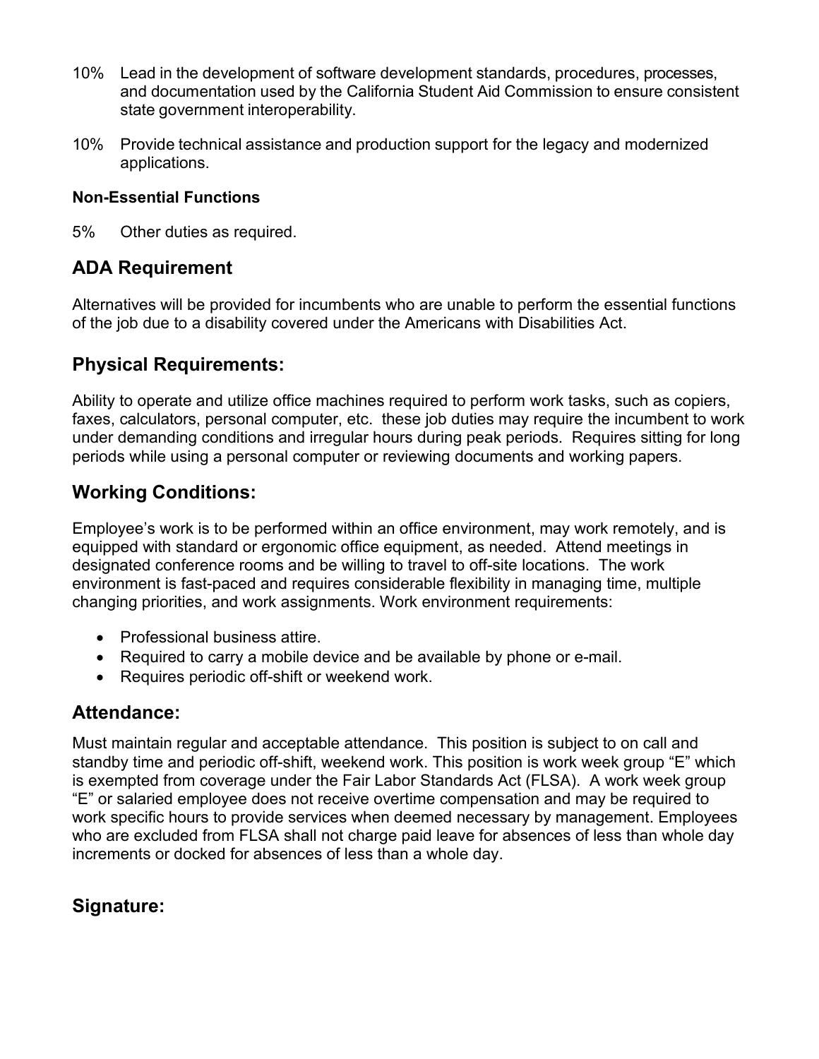10% Lead in the development of software development standards, procedures, processes, and documentation used by the California Student Aid Commission to ensure consistent state government interoperability.

10% Provide technical assistance and production support for the legacy and modernized applications.

**Non-Essential Functions**

5% Other duties as required.

## ADA Requirement

Alternatives will be provided for incumbents who are unable to perform the essential functions of the job due to a disability covered under the Americans with Disabilities Act.

## Physical Requirements:

Ability to operate and utilize office machines required to perform work tasks, such as copiers, faxes, calculators, personal computer, etc. these job duties may require the incumbent to work under demanding conditions and irregular hours during peak periods. Requires sitting for long periods while using a personal computer or reviewing documents and working papers.

## Working Conditions:

Employee's work is to be performed within an office environment, may work remotely, and is equipped with standard or ergonomic office equipment, as needed. Attend meetings in designated conference rooms and be willing to travel to off-site locations. The work environment is fast-paced and requires considerable flexibility in managing time, multiple changing priorities, and work assignments. Work environment requirements:

- Professional business attire.
- Required to carry a mobile device and be available by phone or e-mail.
- Requires periodic off-shift or weekend work.

## Attendance:

Must maintain regular and acceptable attendance. This position is subject to on call and standby time and periodic off-shift, weekend work. This position is work week group "E" which is exempted from coverage under the Fair Labor Standards Act (FLSA). A work week group "E" or salaried employee does not receive overtime compensation and may be required to work specific hours to provide services when deemed necessary by management. Employees who are excluded from FLSA shall not charge paid leave for absences of less than whole day increments or docked for absences of less than a whole day.

## Signature: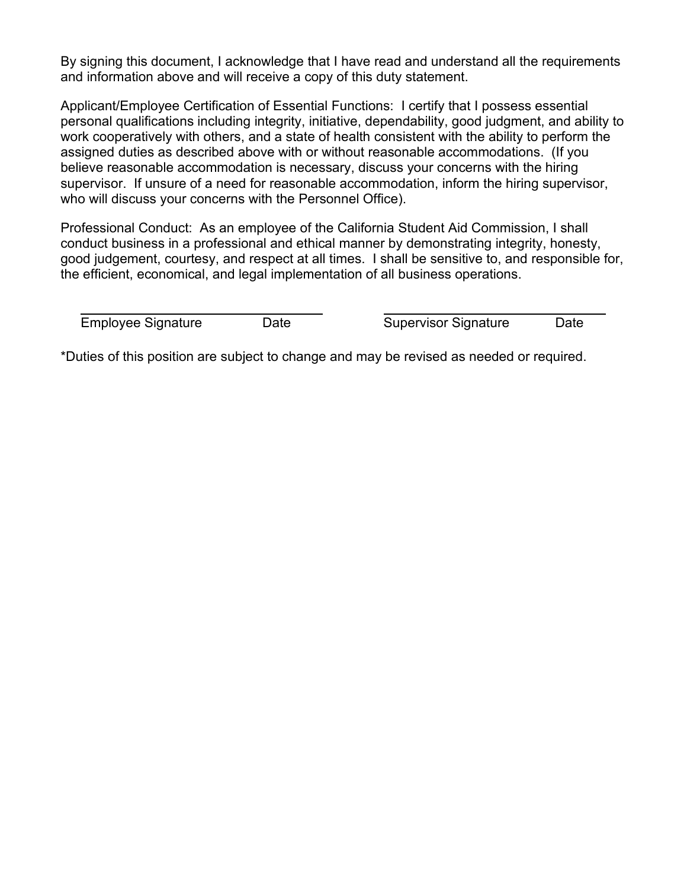By signing this document, I acknowledge that I have read and understand all the requirements and information above and will receive a copy of this duty statement.

Applicant/Employee Certification of Essential Functions: I certify that I possess essential personal qualifications including integrity, initiative, dependability, good judgment, and ability to work cooperatively with others, and a state of health consistent with the ability to perform the assigned duties as described above with or without reasonable accommodations. (If you believe reasonable accommodation is necessary, discuss your concerns with the hiring supervisor. If unsure of a need for reasonable accommodation, inform the hiring supervisor, who will discuss your concerns with the Personnel Office).

Professional Conduct: As an employee of the California Student Aid Commission, I shall conduct business in a professional and ethical manner by demonstrating integrity, honesty, good judgement, courtesy, and respect at all times. I shall be sensitive to, and responsible for, the efficient, economical, and legal implementation of all business operations.

| | | | |
|---|---|---|---|
| Employee Signature | Date | Supervisor Signature | Date |

*Duties of this position are subject to change and may be revised as needed or required.